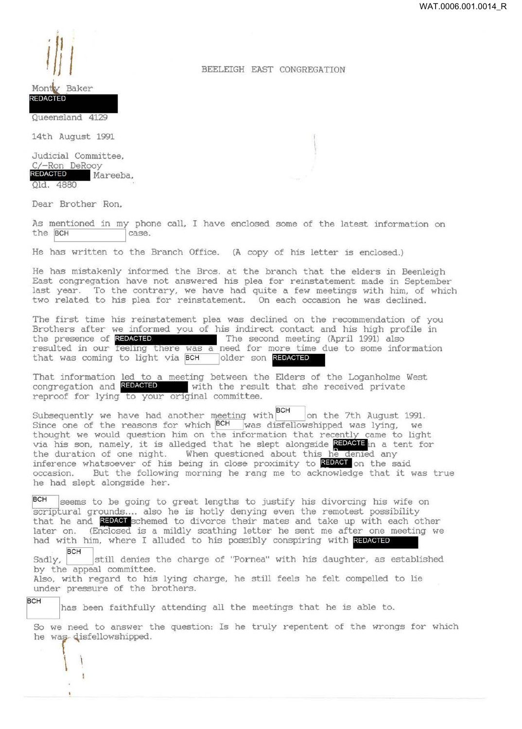WAT.0006.001.0014_R

BEELEIGH EAST CONGREGATION

Monty Baker
REDACTED
Queensland 4129

14th August 1991

Judicial Committee,
C/-Ron DeRooy
REDACTED Mareeba,
Qld. 4880

Dear Brother Ron,

As mentioned in my phone call, I have enclosed some of the latest information on the BCH case.

He has written to the Branch Office. (A copy of his letter is enclosed.)

He has mistakenly informed the Bros. at the branch that the elders in Beenleigh East congregation have not answered his plea for reinstatement made in September last year. To the contrary, we have had quite a few meetings with him, of which two related to his plea for reinstatement. On each occasion he was declined.

The first time his reinstatement plea was declined on the recommendation of you Brothers after we informed you of his indirect contact and his high profile in the presence of REDACTED The second meeting (April 1991) also resulted in our feeling there was a need for more time due to some information that was coming to light via BCH older son REDACTED

That information led to a meeting between the Elders of the Loganholme West congregation and REDACTED with the result that she received private reproof for lying to your original committee.

Subsequently we have had another meeting with BCH on the 7th August 1991. Since one of the reasons for which BCH was disfellowshipped was lying, we thought we would question him on the information that recently came to light via his son, namely, it is alledged that he slept alongside REDACTED in a tent for the duration of one night. When questioned about this he denied any inference whatsoever of his being in close proximity to REDACT on the said occasion. But the following morning he rang me to acknowledge that it was true he had slept alongside her.

BCH seems to be going to great lengths to justify his divorcing his wife on scriptural grounds.... also he is hotly denying even the remotest possibility that he and REDACT schemed to divorce their mates and take up with each other later on. (Enclosed is a mildly scathing letter he sent me after one meeting we had with him, where I alluded to his possibly conspiring with REDACTED

Sadly, BCH still denies the charge of "Pornea" with his daughter, as established by the appeal committee.
Also, with regard to his lying charge, he still feels he felt compelled to lie under pressure of the brothers.

BCH has been faithfully attending all the meetings that he is able to.

So we need to answer the question: Is he truly repentent of the wrongs for which he was disfellowshipped.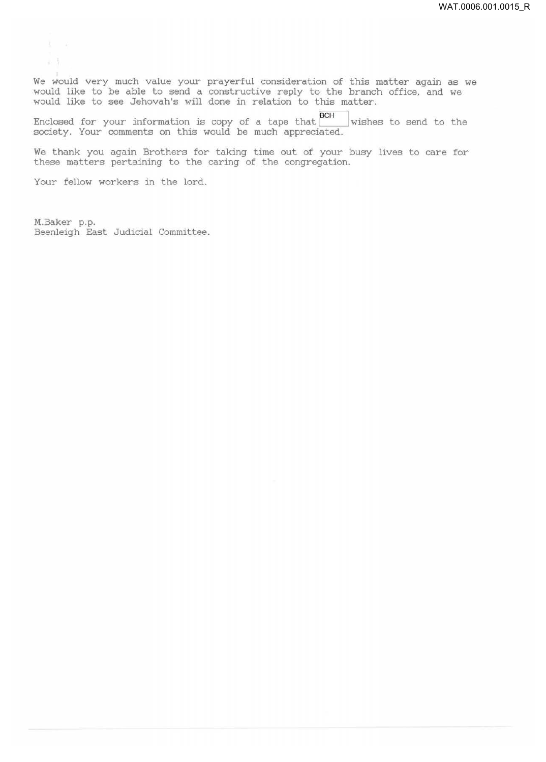We would very much value your prayerful consideration of this matter again as we would like to be able to send a constructive reply to the branch office, and we would like to see Jehovah's will done in relation to this matter.

Enclosed for your information is copy of a tape that BCH wishes to send to the society. Your comments on this would be much appreciated.

We thank you again Brothers for taking time out of your busy lives to care for these matters pertaining to the caring of the congregation.

Your fellow workers in the lord.

M.Baker p.p.
Beenleigh East Judicial Committee.